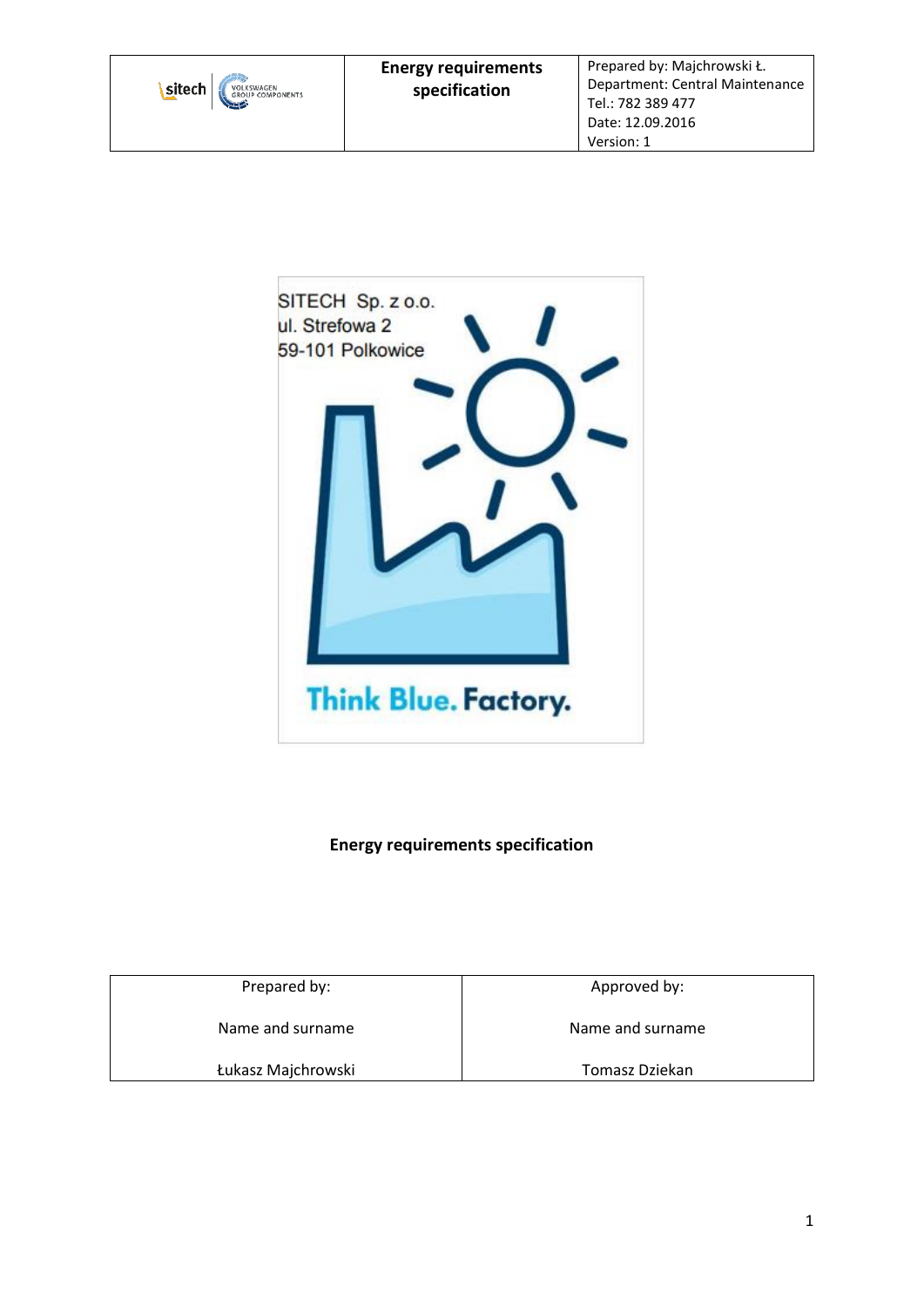| sitech VOLKSWAGEN GROUP COMPONENTS | **Energy requirements specification** | Prepared by: Majchrowski Ł.<br>Department: Central Maintenance<br>Tel.: 782 389 477<br>Date: 12.09.2016<br>Version: 1 |
|---|---|---|

SITECH Sp. z o.o.
ul. Strefowa 2
59-101 Polkowice

Think Blue. Factory.

**Energy requirements specification**

| Prepared by: | Approved by: |
|---|---|
| Name and surname | Name and surname |
| Łukasz Majchrowski | Tomasz Dziekan |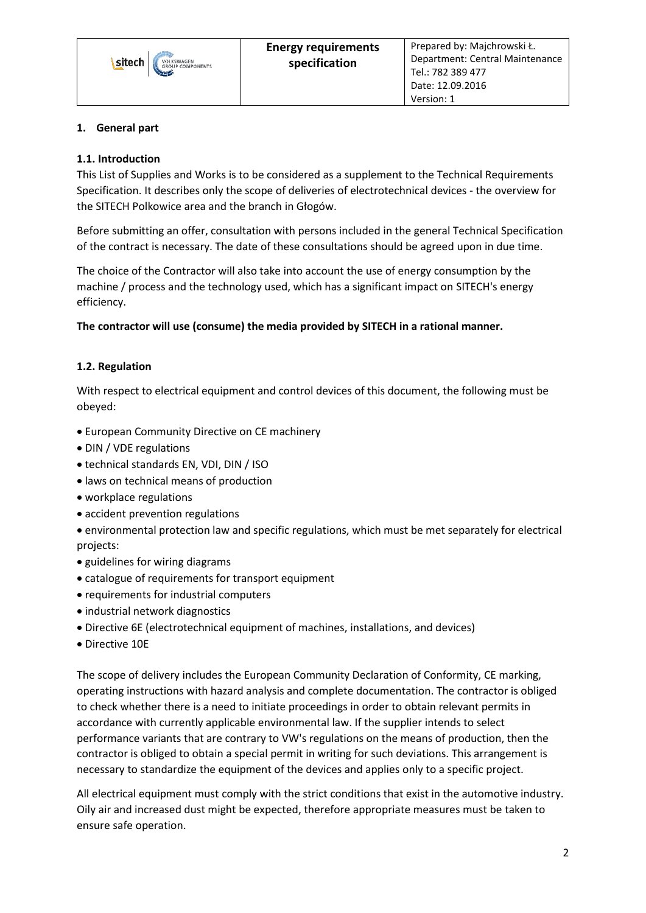## 1. General part

### 1.1. Introduction

This List of Supplies and Works is to be considered as a supplement to the Technical Requirements Specification. It describes only the scope of deliveries of electrotechnical devices - the overview for the SITECH Polkowice area and the branch in Głogów.

Before submitting an offer, consultation with persons included in the general Technical Specification of the contract is necessary. The date of these consultations should be agreed upon in due time.

The choice of the Contractor will also take into account the use of energy consumption by the machine / process and the technology used, which has a significant impact on SITECH's energy efficiency.

**The contractor will use (consume) the media provided by SITECH in a rational manner.**

### 1.2. Regulation

With respect to electrical equipment and control devices of this document, the following must be obeyed:

- European Community Directive on CE machinery
- DIN / VDE regulations
- technical standards EN, VDI, DIN / ISO
- laws on technical means of production
- workplace regulations
- accident prevention regulations
- environmental protection law and specific regulations, which must be met separately for electrical projects:
- guidelines for wiring diagrams
- catalogue of requirements for transport equipment
- requirements for industrial computers
- industrial network diagnostics
- Directive 6E (electrotechnical equipment of machines, installations, and devices)
- Directive 10E

The scope of delivery includes the European Community Declaration of Conformity, CE marking, operating instructions with hazard analysis and complete documentation. The contractor is obliged to check whether there is a need to initiate proceedings in order to obtain relevant permits in accordance with currently applicable environmental law. If the supplier intends to select performance variants that are contrary to VW's regulations on the means of production, then the contractor is obliged to obtain a special permit in writing for such deviations. This arrangement is necessary to standardize the equipment of the devices and applies only to a specific project.

All electrical equipment must comply with the strict conditions that exist in the automotive industry. Oily air and increased dust might be expected, therefore appropriate measures must be taken to ensure safe operation.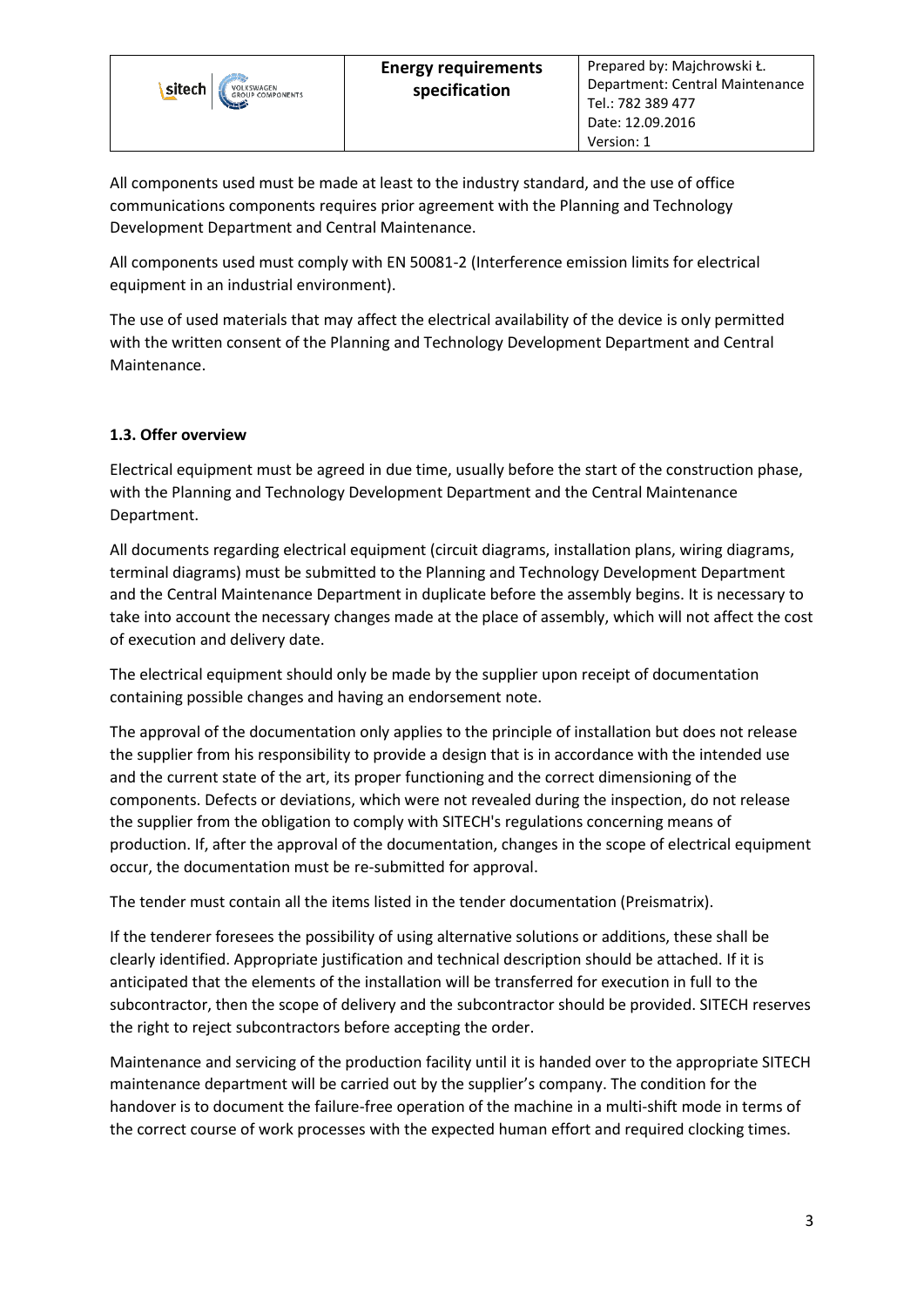All components used must be made at least to the industry standard, and the use of office communications components requires prior agreement with the Planning and Technology Development Department and Central Maintenance.

All components used must comply with EN 50081-2 (Interference emission limits for electrical equipment in an industrial environment).

The use of used materials that may affect the electrical availability of the device is only permitted with the written consent of the Planning and Technology Development Department and Central Maintenance.

**1.3. Offer overview**

Electrical equipment must be agreed in due time, usually before the start of the construction phase, with the Planning and Technology Development Department and the Central Maintenance Department.

All documents regarding electrical equipment (circuit diagrams, installation plans, wiring diagrams, terminal diagrams) must be submitted to the Planning and Technology Development Department and the Central Maintenance Department in duplicate before the assembly begins. It is necessary to take into account the necessary changes made at the place of assembly, which will not affect the cost of execution and delivery date.

The electrical equipment should only be made by the supplier upon receipt of documentation containing possible changes and having an endorsement note.

The approval of the documentation only applies to the principle of installation but does not release the supplier from his responsibility to provide a design that is in accordance with the intended use and the current state of the art, its proper functioning and the correct dimensioning of the components. Defects or deviations, which were not revealed during the inspection, do not release the supplier from the obligation to comply with SITECH's regulations concerning means of production. If, after the approval of the documentation, changes in the scope of electrical equipment occur, the documentation must be re-submitted for approval.

The tender must contain all the items listed in the tender documentation (Preismatrix).

If the tenderer foresees the possibility of using alternative solutions or additions, these shall be clearly identified. Appropriate justification and technical description should be attached. If it is anticipated that the elements of the installation will be transferred for execution in full to the subcontractor, then the scope of delivery and the subcontractor should be provided. SITECH reserves the right to reject subcontractors before accepting the order.

Maintenance and servicing of the production facility until it is handed over to the appropriate SITECH maintenance department will be carried out by the supplier's company. The condition for the handover is to document the failure-free operation of the machine in a multi-shift mode in terms of the correct course of work processes with the expected human effort and required clocking times.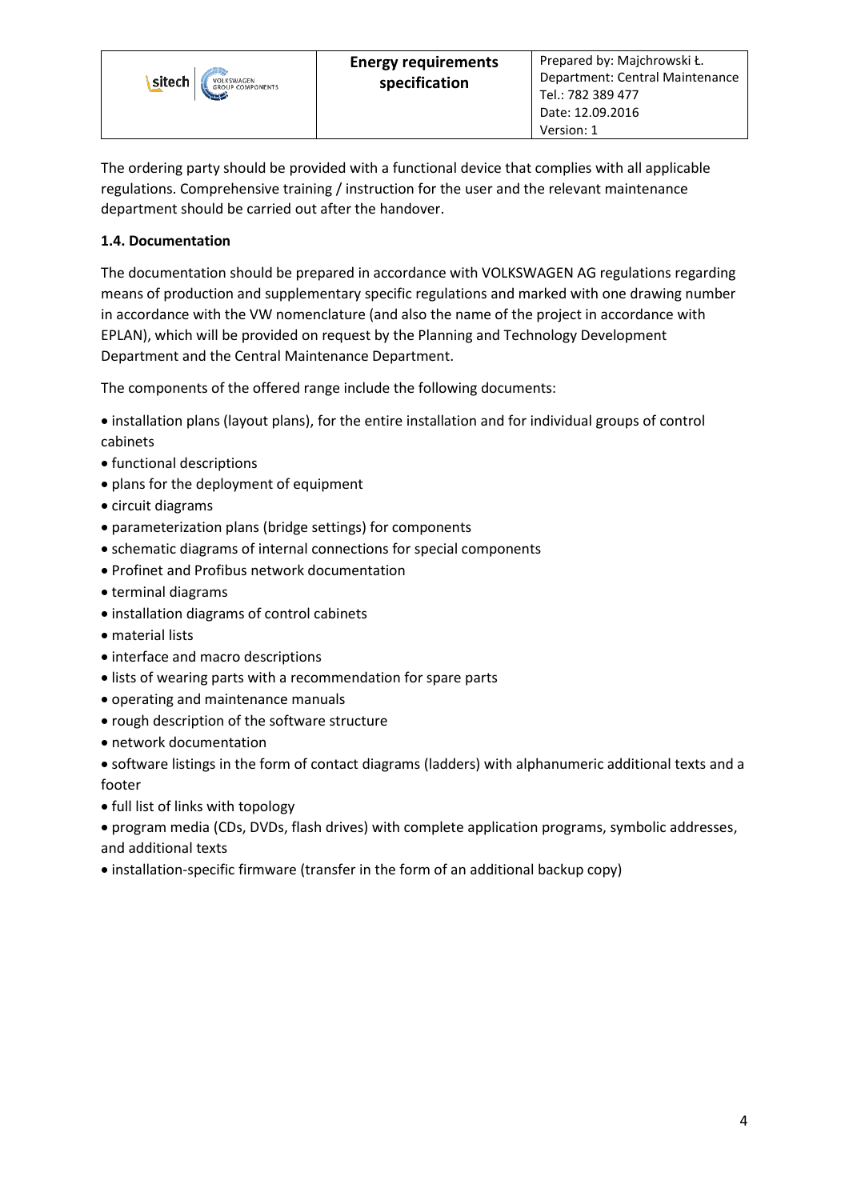The ordering party should be provided with a functional device that complies with all applicable regulations. Comprehensive training / instruction for the user and the relevant maintenance department should be carried out after the handover.

**1.4. Documentation**

The documentation should be prepared in accordance with VOLKSWAGEN AG regulations regarding means of production and supplementary specific regulations and marked with one drawing number in accordance with the VW nomenclature (and also the name of the project in accordance with EPLAN), which will be provided on request by the Planning and Technology Development Department and the Central Maintenance Department.

The components of the offered range include the following documents:

- installation plans (layout plans), for the entire installation and for individual groups of control cabinets
- functional descriptions
- plans for the deployment of equipment
- circuit diagrams
- parameterization plans (bridge settings) for components
- schematic diagrams of internal connections for special components
- Profinet and Profibus network documentation
- terminal diagrams
- installation diagrams of control cabinets
- material lists
- interface and macro descriptions
- lists of wearing parts with a recommendation for spare parts
- operating and maintenance manuals
- rough description of the software structure
- network documentation
- software listings in the form of contact diagrams (ladders) with alphanumeric additional texts and a footer
- full list of links with topology
- program media (CDs, DVDs, flash drives) with complete application programs, symbolic addresses, and additional texts
- installation-specific firmware (transfer in the form of an additional backup copy)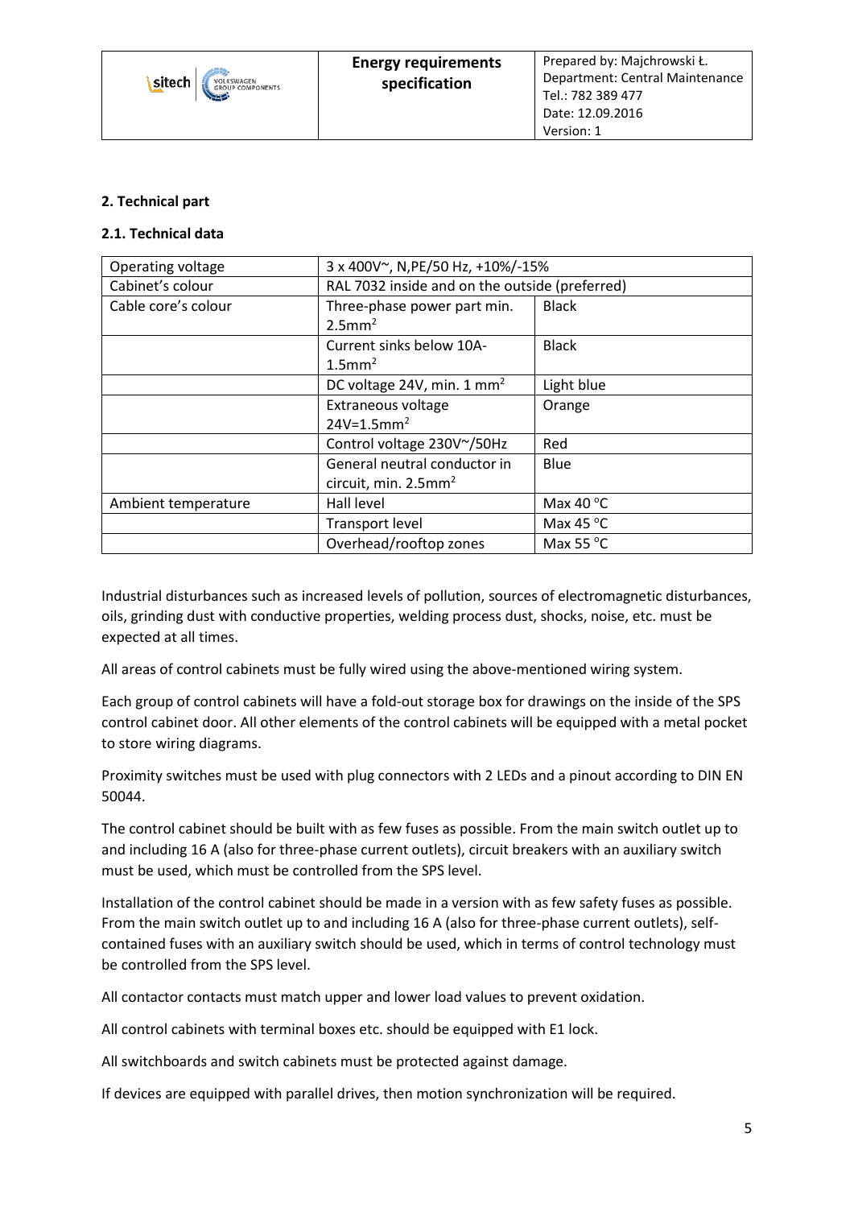## 2. Technical part

### 2.1. Technical data

| Operating voltage | 3 x 400V~, N,PE/50 Hz, +10%/-15% | |
|---|---|---|
| Cabinet's colour | RAL 7032 inside and on the outside (preferred) | |
| Cable core's colour | Three-phase power part min. $2.5mm^2$ | Black |
| | Current sinks below 10A- $1.5mm^2$ | Black |
| | DC voltage 24V, min. 1 $mm^2$ | Light blue |
| | Extraneous voltage $24V=1.5mm^2$ | Orange |
| | Control voltage 230V~/50Hz | Red |
| | General neutral conductor in circuit, min. $2.5mm^2$ | Blue |
| Ambient temperature | Hall level | Max 40 °C |
| | Transport level | Max 45 °C |
| | Overhead/rooftop zones | Max 55 °C |

Industrial disturbances such as increased levels of pollution, sources of electromagnetic disturbances, oils, grinding dust with conductive properties, welding process dust, shocks, noise, etc. must be expected at all times.

All areas of control cabinets must be fully wired using the above-mentioned wiring system.

Each group of control cabinets will have a fold-out storage box for drawings on the inside of the SPS control cabinet door. All other elements of the control cabinets will be equipped with a metal pocket to store wiring diagrams.

Proximity switches must be used with plug connectors with 2 LEDs and a pinout according to DIN EN 50044.

The control cabinet should be built with as few fuses as possible. From the main switch outlet up to and including 16 A (also for three-phase current outlets), circuit breakers with an auxiliary switch must be used, which must be controlled from the SPS level.

Installation of the control cabinet should be made in a version with as few safety fuses as possible. From the main switch outlet up to and including 16 A (also for three-phase current outlets), self-contained fuses with an auxiliary switch should be used, which in terms of control technology must be controlled from the SPS level.

All contactor contacts must match upper and lower load values to prevent oxidation.

All control cabinets with terminal boxes etc. should be equipped with E1 lock.

All switchboards and switch cabinets must be protected against damage.

If devices are equipped with parallel drives, then motion synchronization will be required.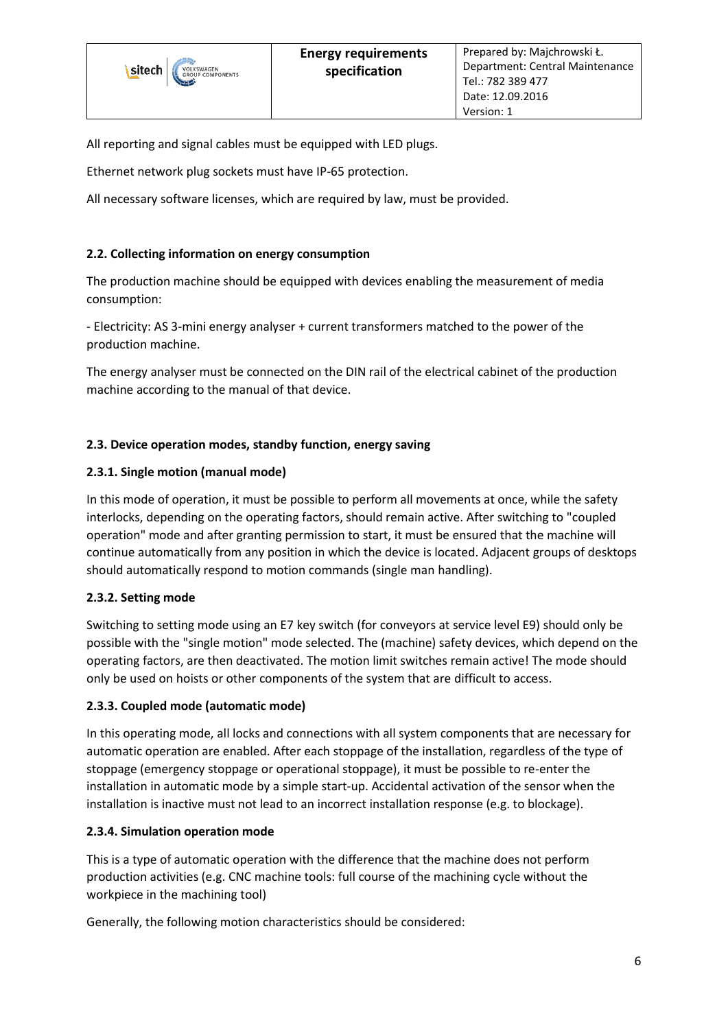All reporting and signal cables must be equipped with LED plugs.

Ethernet network plug sockets must have IP-65 protection.

All necessary software licenses, which are required by law, must be provided.

**2.2. Collecting information on energy consumption**

The production machine should be equipped with devices enabling the measurement of media consumption:

- Electricity: AS 3-mini energy analyser + current transformers matched to the power of the production machine.

The energy analyser must be connected on the DIN rail of the electrical cabinet of the production machine according to the manual of that device.

**2.3. Device operation modes, standby function, energy saving**

**2.3.1. Single motion (manual mode)**

In this mode of operation, it must be possible to perform all movements at once, while the safety interlocks, depending on the operating factors, should remain active. After switching to "coupled operation" mode and after granting permission to start, it must be ensured that the machine will continue automatically from any position in which the device is located. Adjacent groups of desktops should automatically respond to motion commands (single man handling).

**2.3.2. Setting mode**

Switching to setting mode using an E7 key switch (for conveyors at service level E9) should only be possible with the "single motion" mode selected. The (machine) safety devices, which depend on the operating factors, are then deactivated. The motion limit switches remain active! The mode should only be used on hoists or other components of the system that are difficult to access.

**2.3.3. Coupled mode (automatic mode)**

In this operating mode, all locks and connections with all system components that are necessary for automatic operation are enabled. After each stoppage of the installation, regardless of the type of stoppage (emergency stoppage or operational stoppage), it must be possible to re-enter the installation in automatic mode by a simple start-up. Accidental activation of the sensor when the installation is inactive must not lead to an incorrect installation response (e.g. to blockage).

**2.3.4. Simulation operation mode**

This is a type of automatic operation with the difference that the machine does not perform production activities (e.g. CNC machine tools: full course of the machining cycle without the workpiece in the machining tool)

Generally, the following motion characteristics should be considered: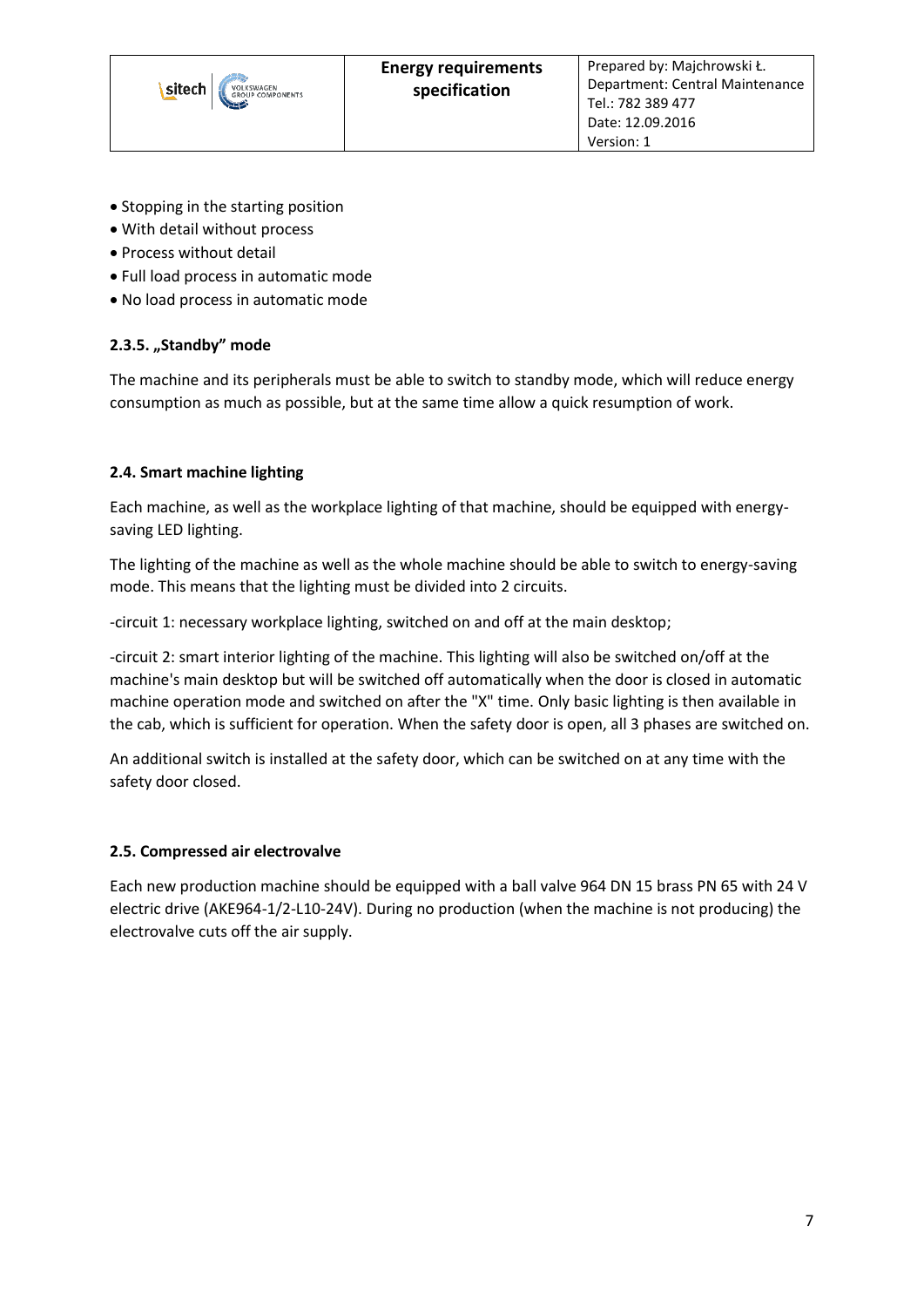- Stopping in the starting position
- With detail without process
- Process without detail
- Full load process in automatic mode
- No load process in automatic mode

#### 2.3.5. „Standby" mode

The machine and its peripherals must be able to switch to standby mode, which will reduce energy consumption as much as possible, but at the same time allow a quick resumption of work.

### 2.4. Smart machine lighting

Each machine, as well as the workplace lighting of that machine, should be equipped with energy-saving LED lighting.

The lighting of the machine as well as the whole machine should be able to switch to energy-saving mode. This means that the lighting must be divided into 2 circuits.

-circuit 1: necessary workplace lighting, switched on and off at the main desktop;

-circuit 2: smart interior lighting of the machine. This lighting will also be switched on/off at the machine's main desktop but will be switched off automatically when the door is closed in automatic machine operation mode and switched on after the "X" time. Only basic lighting is then available in the cab, which is sufficient for operation. When the safety door is open, all 3 phases are switched on.

An additional switch is installed at the safety door, which can be switched on at any time with the safety door closed.

### 2.5. Compressed air electrovalve

Each new production machine should be equipped with a ball valve 964 DN 15 brass PN 65 with 24 V electric drive (AKE964-1/2-L10-24V). During no production (when the machine is not producing) the electrovalve cuts off the air supply.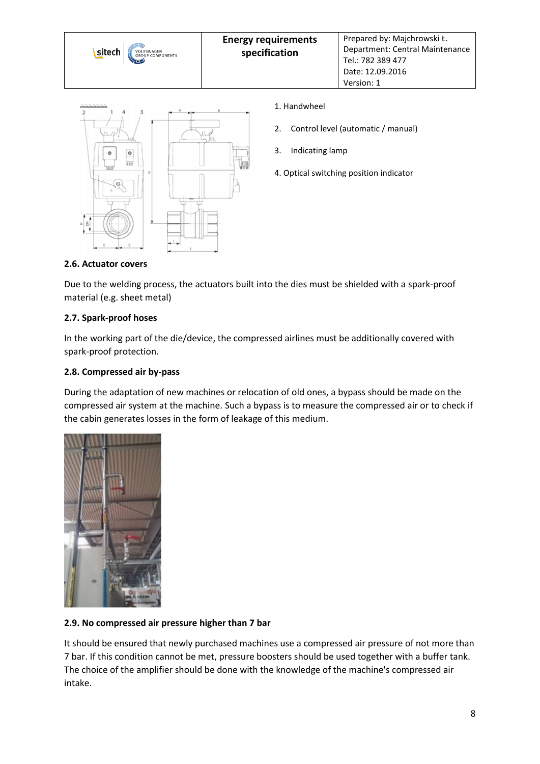1. Handwheel
2. Control level (automatic / manual)
3. Indicating lamp
4. Optical switching position indicator

**2.6. Actuator covers**

Due to the welding process, the actuators built into the dies must be shielded with a spark-proof material (e.g. sheet metal)

**2.7. Spark-proof hoses**

In the working part of the die/device, the compressed airlines must be additionally covered with spark-proof protection.

**2.8. Compressed air by-pass**

During the adaptation of new machines or relocation of old ones, a bypass should be made on the compressed air system at the machine. Such a bypass is to measure the compressed air or to check if the cabin generates losses in the form of leakage of this medium.

**2.9. No compressed air pressure higher than 7 bar**

It should be ensured that newly purchased machines use a compressed air pressure of not more than 7 bar. If this condition cannot be met, pressure boosters should be used together with a buffer tank. The choice of the amplifier should be done with the knowledge of the machine's compressed air intake.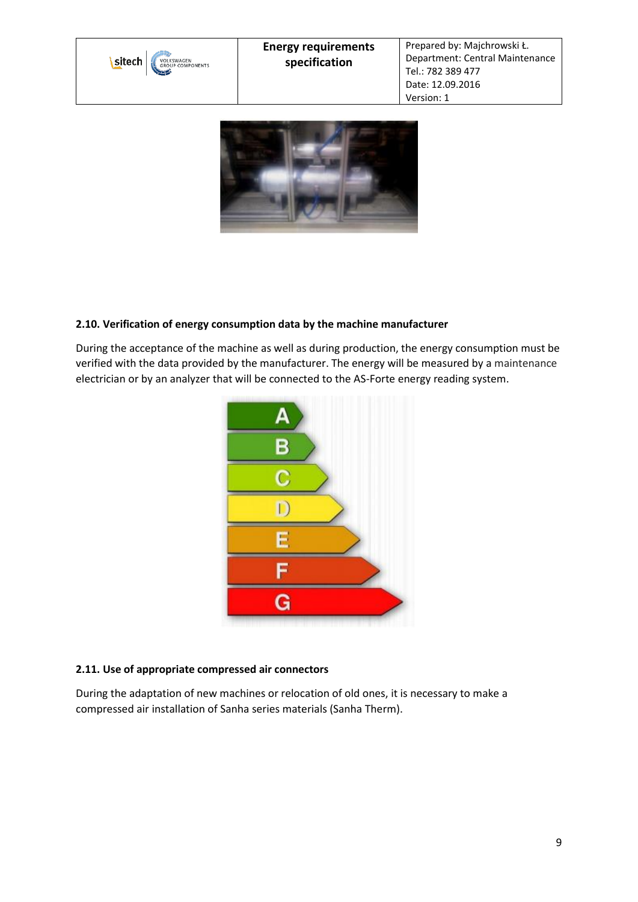### 2.10. Verification of energy consumption data by the machine manufacturer

During the acceptance of the machine as well as during production, the energy consumption must be verified with the data provided by the manufacturer. The energy will be measured by a maintenance electrician or by an analyzer that will be connected to the AS-Forte energy reading system.

### 2.11. Use of appropriate compressed air connectors

During the adaptation of new machines or relocation of old ones, it is necessary to make a compressed air installation of Sanha series materials (Sanha Therm).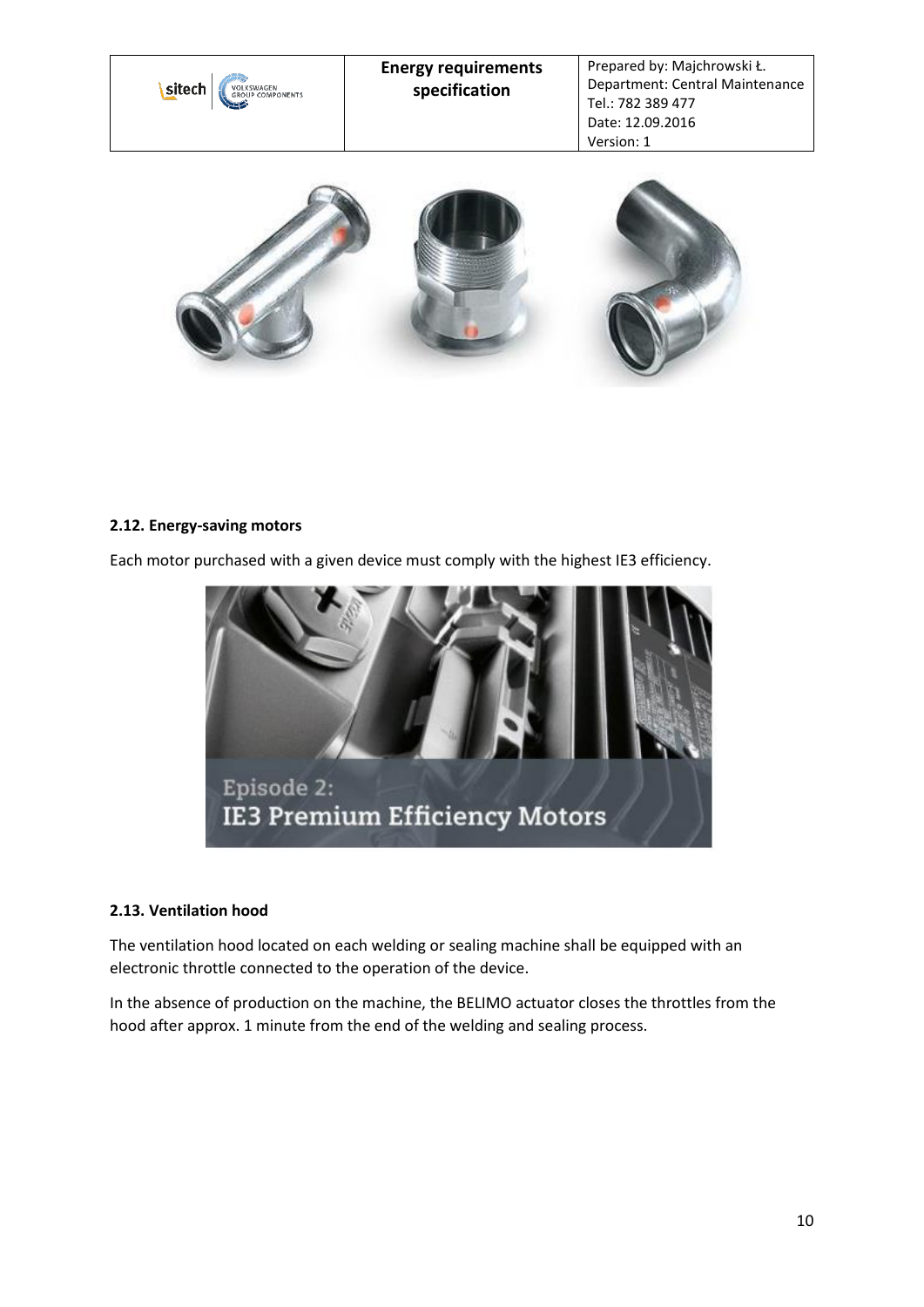### 2.12. Energy-saving motors

Each motor purchased with a given device must comply with the highest IE3 efficiency.

### 2.13. Ventilation hood

The ventilation hood located on each welding or sealing machine shall be equipped with an electronic throttle connected to the operation of the device.

In the absence of production on the machine, the BELIMO actuator closes the throttles from the hood after approx. 1 minute from the end of the welding and sealing process.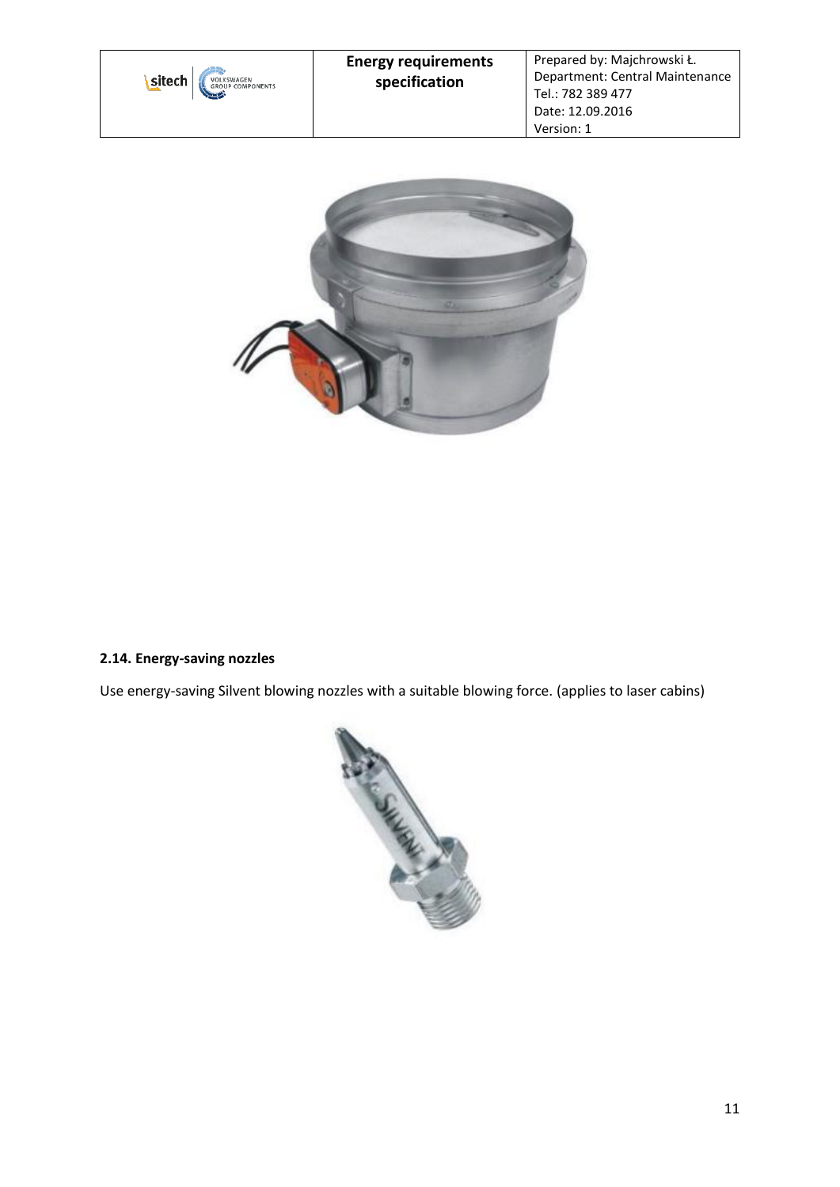## 2.14. Energy-saving nozzles

Use energy-saving Silvent blowing nozzles with a suitable blowing force. (applies to laser cabins)